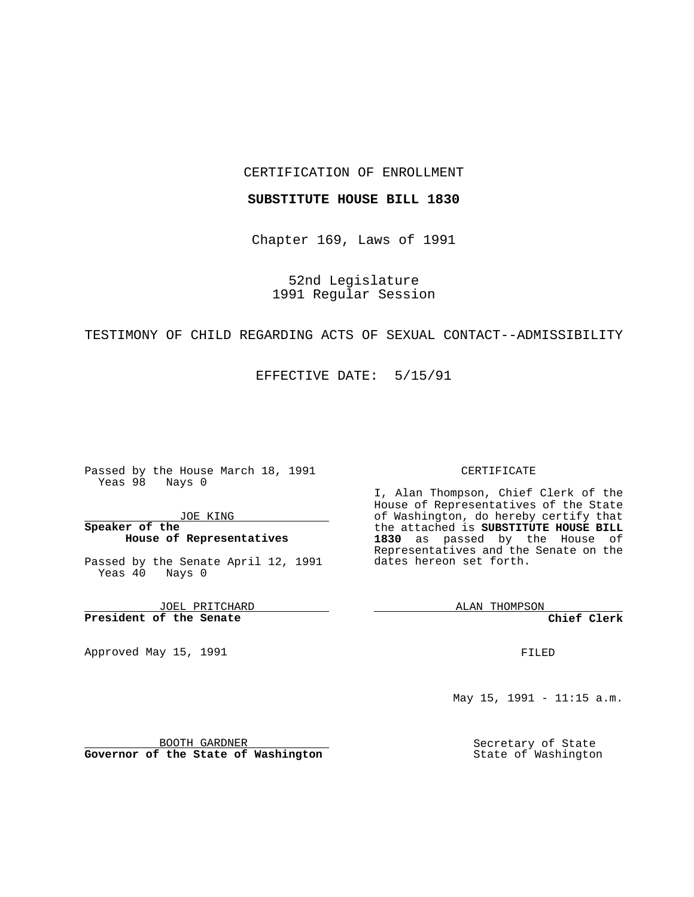CERTIFICATION OF ENROLLMENT

**SUBSTITUTE HOUSE BILL 1830**

Chapter 169, Laws of 1991

52nd Legislature
1991 Regular Session

TESTIMONY OF CHILD REGARDING ACTS OF SEXUAL CONTACT--ADMISSIBILITY

EFFECTIVE DATE: 5/15/91

Passed by the House March 18, 1991
Yeas 98 Nays 0

JOE KING
**Speaker of the House of Representatives**

Passed by the Senate April 12, 1991
Yeas 40 Nays 0

JOEL PRITCHARD
**President of the Senate**

Approved May 15, 1991

BOOTH GARDNER
**Governor of the State of Washington**

CERTIFICATE

I, Alan Thompson, Chief Clerk of the House of Representatives of the State of Washington, do hereby certify that the attached is **SUBSTITUTE HOUSE BILL 1830** as passed by the House of Representatives and the Senate on the dates hereon set forth.

ALAN THOMPSON
**Chief Clerk**

FILED

May 15, 1991 - 11:15 a.m.

Secretary of State
State of Washington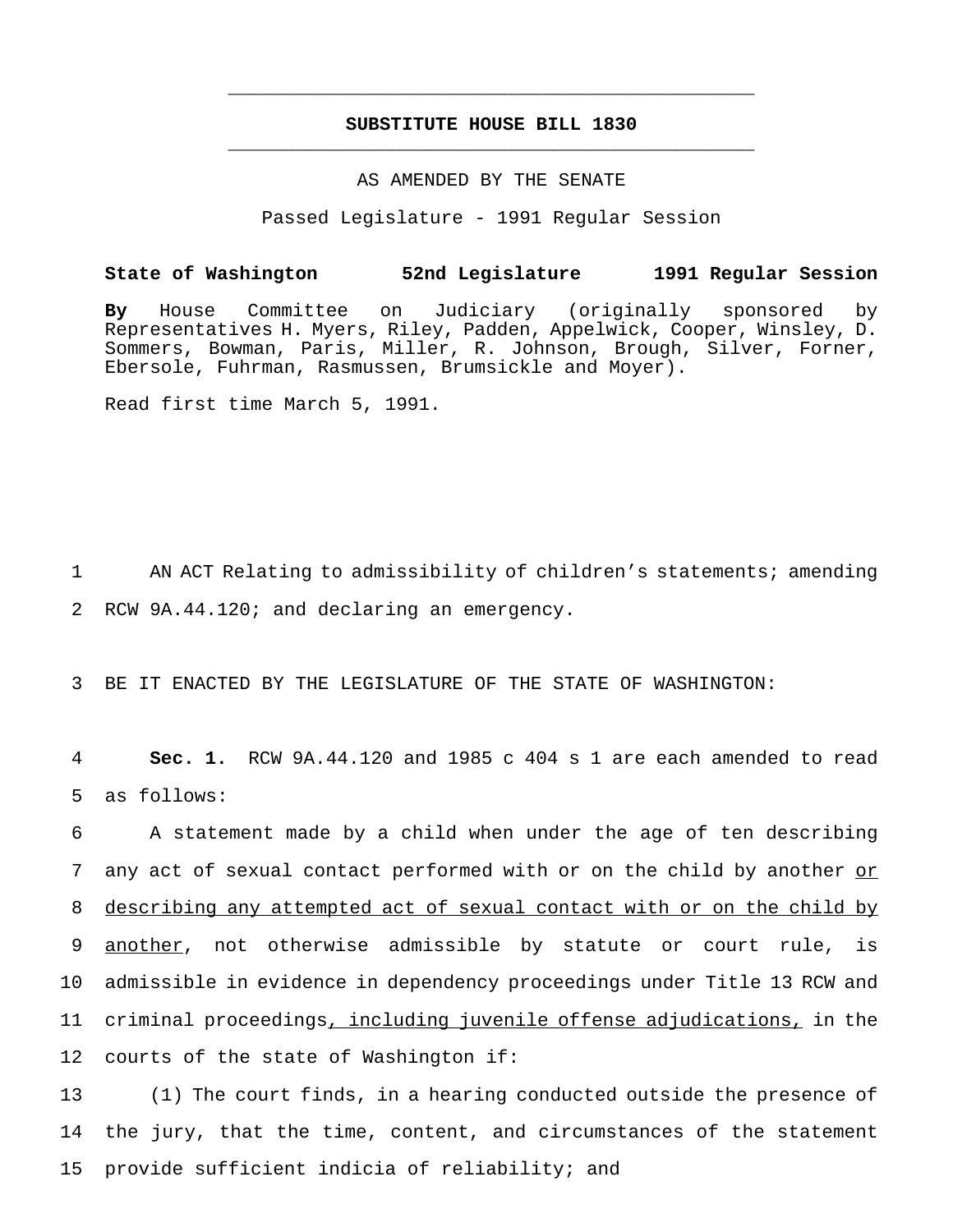# SUBSTITUTE HOUSE BILL 1830

AS AMENDED BY THE SENATE

Passed Legislature - 1991 Regular Session

**State of Washington 52nd Legislature 1991 Regular Session**

**By** House Committee on Judiciary (originally sponsored by Representatives H. Myers, Riley, Padden, Appelwick, Cooper, Winsley, D. Sommers, Bowman, Paris, Miller, R. Johnson, Brough, Silver, Forner, Ebersole, Fuhrman, Rasmussen, Brumsickle and Moyer).

Read first time March 5, 1991.

AN ACT Relating to admissibility of children's statements; amending RCW 9A.44.120; and declaring an emergency.

BE IT ENACTED BY THE LEGISLATURE OF THE STATE OF WASHINGTON:

**Sec. 1.** RCW 9A.44.120 and 1985 c 404 s 1 are each amended to read as follows:

A statement made by a child when under the age of ten describing any act of sexual contact performed with or on the child by another <u>or describing any attempted act of sexual contact with or on the child by another</u>, not otherwise admissible by statute or court rule, is admissible in evidence in dependency proceedings under Title 13 RCW and criminal proceedings<u>, including juvenile offense adjudications,</u> in the courts of the state of Washington if:

(1) The court finds, in a hearing conducted outside the presence of the jury, that the time, content, and circumstances of the statement provide sufficient indicia of reliability; and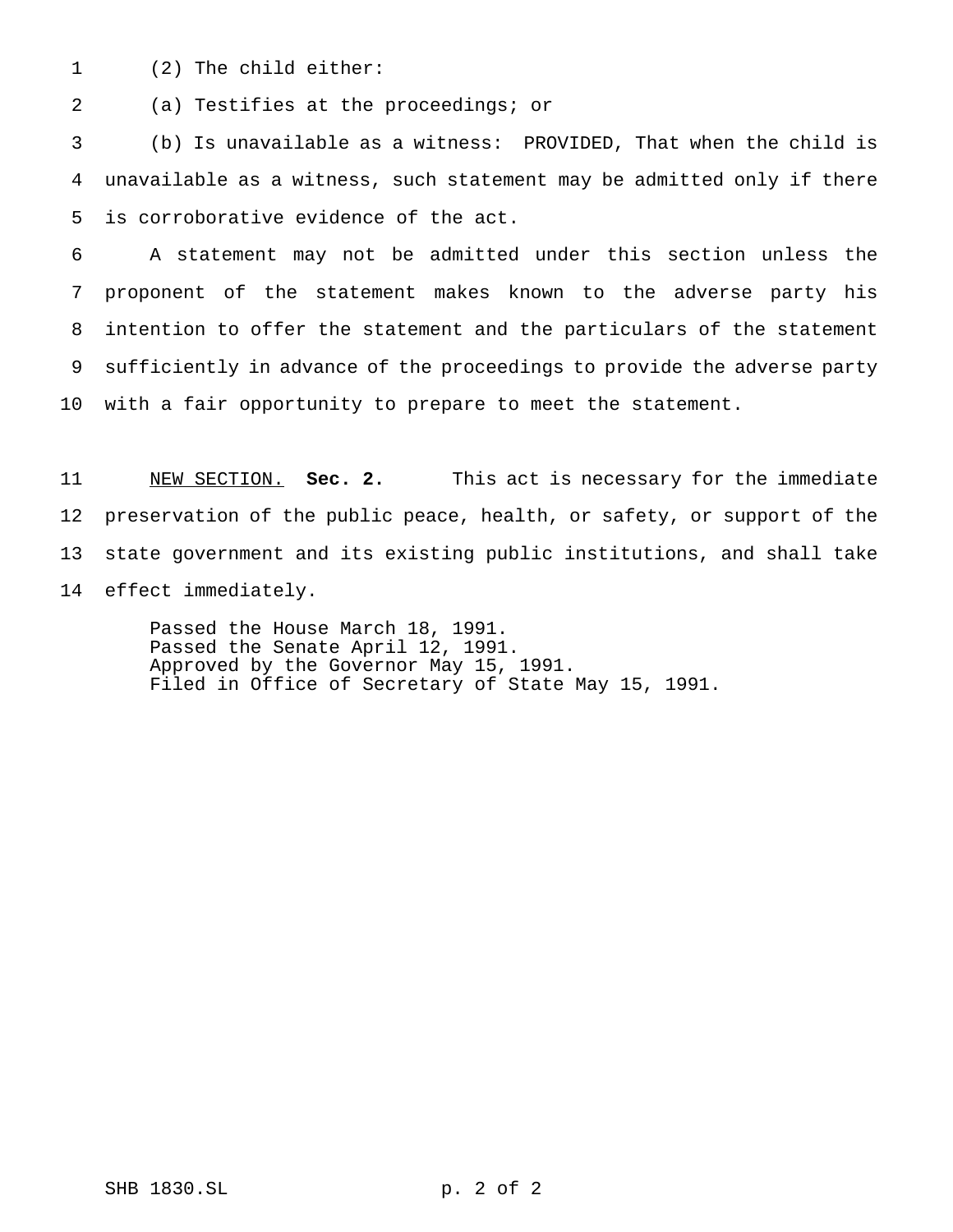(2) The child either:

(a) Testifies at the proceedings; or

(b) Is unavailable as a witness: PROVIDED, That when the child is unavailable as a witness, such statement may be admitted only if there is corroborative evidence of the act.

A statement may not be admitted under this section unless the proponent of the statement makes known to the adverse party his intention to offer the statement and the particulars of the statement sufficiently in advance of the proceedings to provide the adverse party with a fair opportunity to prepare to meet the statement.

NEW SECTION. **Sec. 2.** This act is necessary for the immediate preservation of the public peace, health, or safety, or support of the state government and its existing public institutions, and shall take effect immediately.

Passed the House March 18, 1991.
Passed the Senate April 12, 1991.
Approved by the Governor May 15, 1991.
Filed in Office of Secretary of State May 15, 1991.